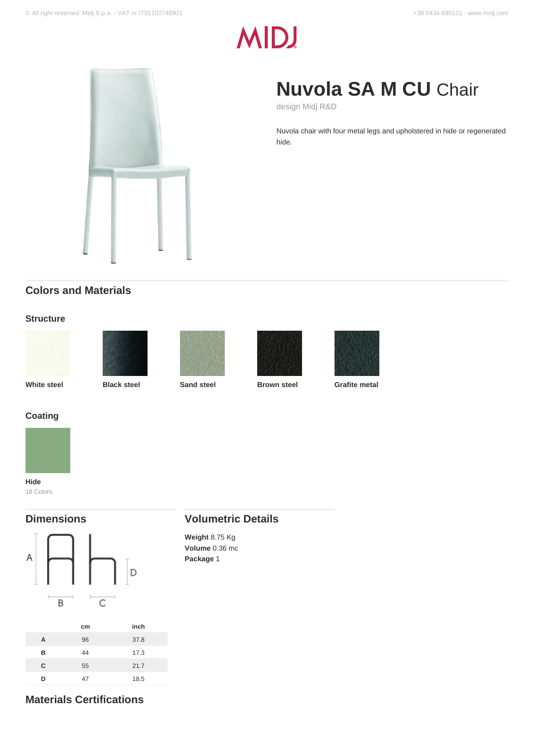# Nuvola SA M CU Chair

design Midj R&D

Nuvola chair with four metal legs and upholstered in hide or regenerated hide.

## Colors and Materials

### Structure

**White steel**

**Black steel**

**Sand steel**

**Brown steel**

**Grafite metal**

### Coating

**Hide**
18 Colors

## Dimensions

| | cm | inch |
|---|---|---|
| **A** | 96 | 37.8 |
| **B** | 44 | 17.3 |
| **C** | 55 | 21.7 |
| **D** | 47 | 18.5 |

## Volumetric Details

**Weight** 8.75 Kg
**Volume** 0.36 mc
**Package** 1

## Materials Certifications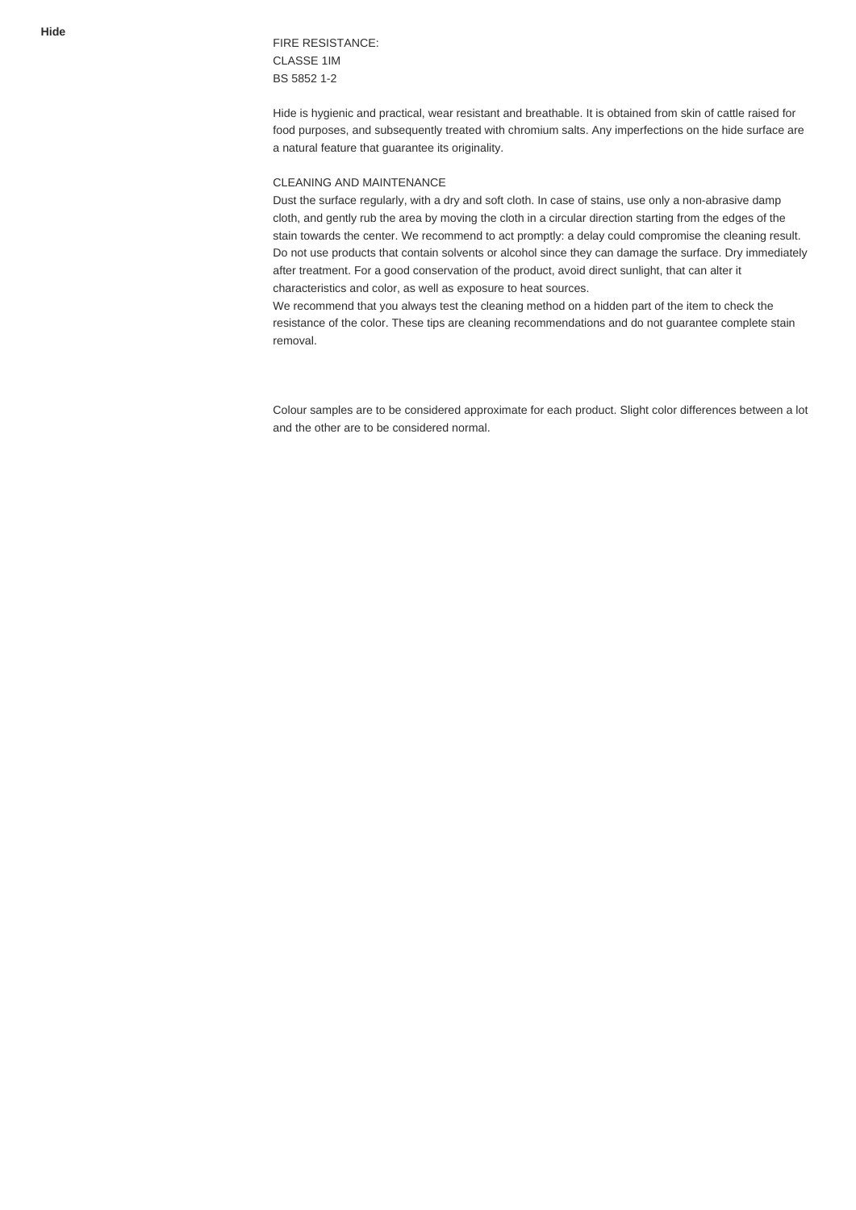**Hide**

FIRE RESISTANCE:
CLASSE 1IM
BS 5852 1-2

Hide is hygienic and practical, wear resistant and breathable. It is obtained from skin of cattle raised for food purposes, and subsequently treated with chromium salts. Any imperfections on the hide surface are a natural feature that guarantee its originality.

CLEANING AND MAINTENANCE

Dust the surface regularly, with a dry and soft cloth. In case of stains, use only a non-abrasive damp cloth, and gently rub the area by moving the cloth in a circular direction starting from the edges of the stain towards the center. We recommend to act promptly: a delay could compromise the cleaning result. Do not use products that contain solvents or alcohol since they can damage the surface. Dry immediately after treatment. For a good conservation of the product, avoid direct sunlight, that can alter it characteristics and color, as well as exposure to heat sources.

We recommend that you always test the cleaning method on a hidden part of the item to check the resistance of the color. These tips are cleaning recommendations and do not guarantee complete stain removal.

Colour samples are to be considered approximate for each product. Slight color differences between a lot and the other are to be considered normal.